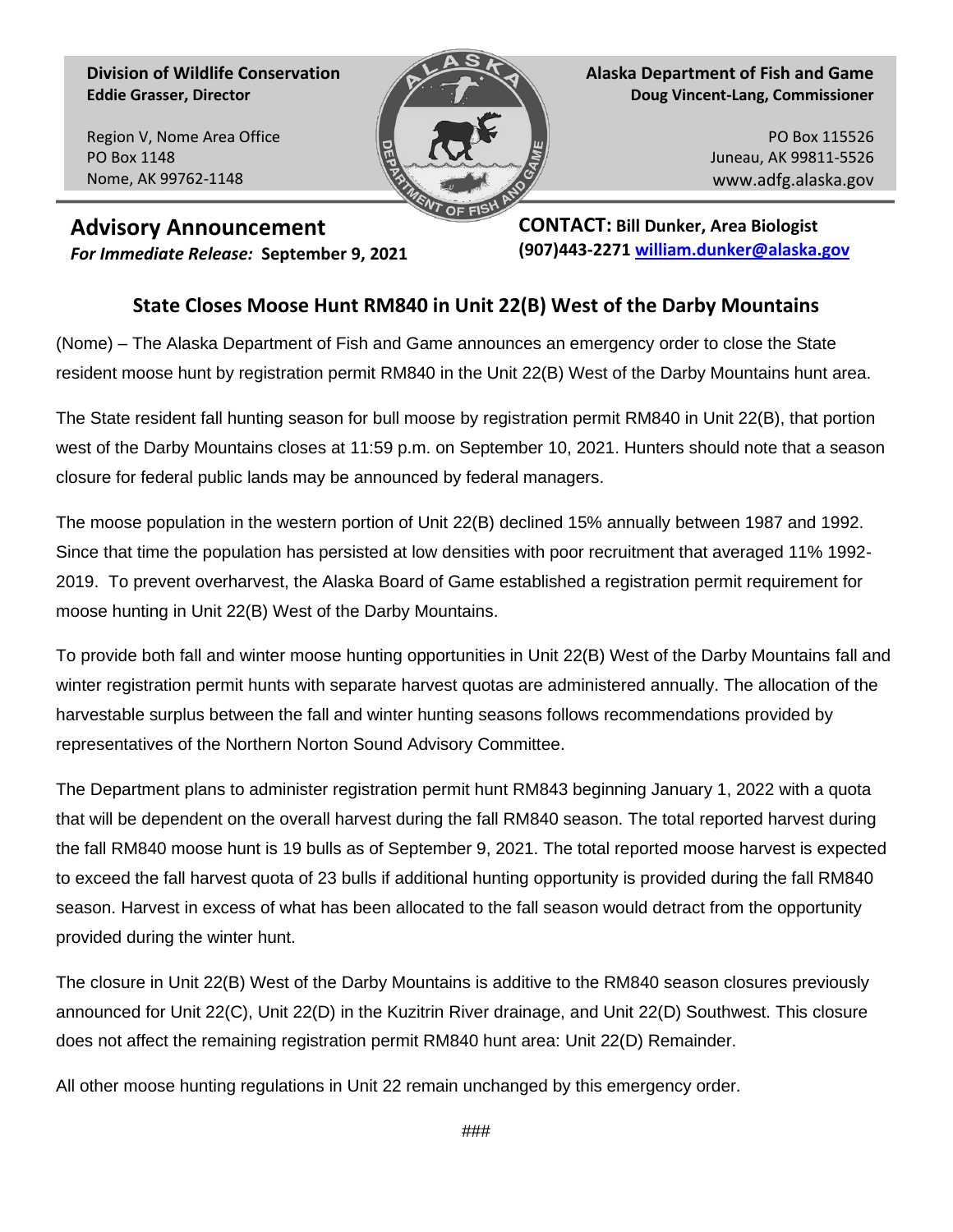**Division of Wildlife Conservation**
**Eddie Grasser, Director**

Region V, Nome Area Office
PO Box 1148
Nome, AK 99762-1148

**Alaska Department of Fish and Game**
**Doug Vincent-Lang, Commissioner**

PO Box 115526
Juneau, AK 99811-5526
www.adfg.alaska.gov

## Advisory Announcement

***For Immediate Release:*** **September 9, 2021**

**CONTACT: Bill Dunker, Area Biologist**
**(907)443-2271 william.dunker@alaska.gov**

### State Closes Moose Hunt RM840 in Unit 22(B) West of the Darby Mountains

(Nome) – The Alaska Department of Fish and Game announces an emergency order to close the State resident moose hunt by registration permit RM840 in the Unit 22(B) West of the Darby Mountains hunt area.

The State resident fall hunting season for bull moose by registration permit RM840 in Unit 22(B), that portion west of the Darby Mountains closes at 11:59 p.m. on September 10, 2021. Hunters should note that a season closure for federal public lands may be announced by federal managers.

The moose population in the western portion of Unit 22(B) declined 15% annually between 1987 and 1992. Since that time the population has persisted at low densities with poor recruitment that averaged 11% 1992-2019. To prevent overharvest, the Alaska Board of Game established a registration permit requirement for moose hunting in Unit 22(B) West of the Darby Mountains.

To provide both fall and winter moose hunting opportunities in Unit 22(B) West of the Darby Mountains fall and winter registration permit hunts with separate harvest quotas are administered annually. The allocation of the harvestable surplus between the fall and winter hunting seasons follows recommendations provided by representatives of the Northern Norton Sound Advisory Committee.

The Department plans to administer registration permit hunt RM843 beginning January 1, 2022 with a quota that will be dependent on the overall harvest during the fall RM840 season. The total reported harvest during the fall RM840 moose hunt is 19 bulls as of September 9, 2021. The total reported moose harvest is expected to exceed the fall harvest quota of 23 bulls if additional hunting opportunity is provided during the fall RM840 season. Harvest in excess of what has been allocated to the fall season would detract from the opportunity provided during the winter hunt.

The closure in Unit 22(B) West of the Darby Mountains is additive to the RM840 season closures previously announced for Unit 22(C), Unit 22(D) in the Kuzitrin River drainage, and Unit 22(D) Southwest. This closure does not affect the remaining registration permit RM840 hunt area: Unit 22(D) Remainder.

All other moose hunting regulations in Unit 22 remain unchanged by this emergency order.

###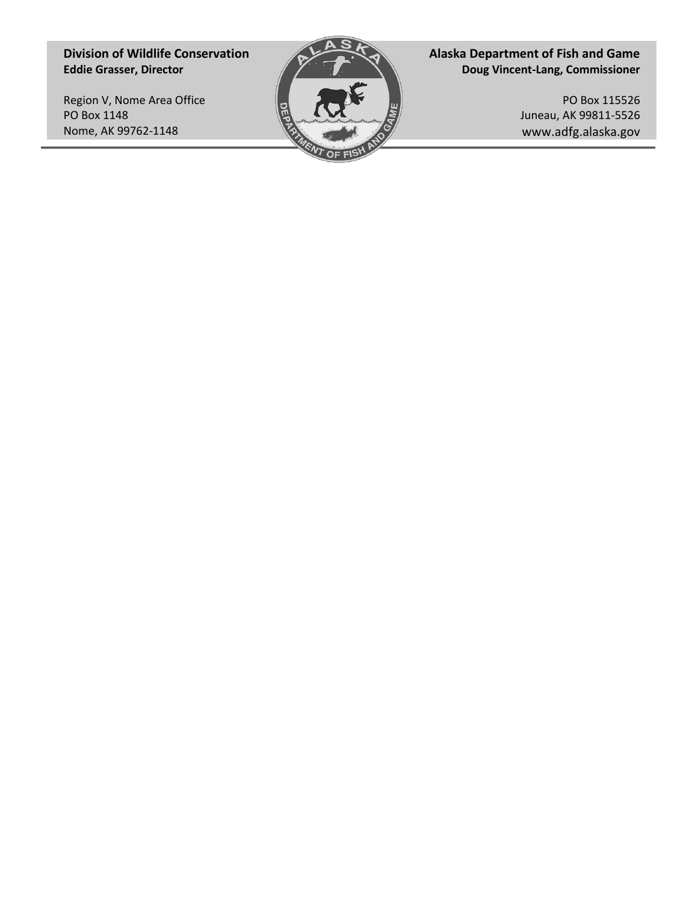**Division of Wildlife Conservation**
**Eddie Grasser, Director**

Region V, Nome Area Office
PO Box 1148
Nome, AK 99762-1148

**Alaska Department of Fish and Game**
**Doug Vincent-Lang, Commissioner**

PO Box 115526
Juneau, AK 99811-5526
www.adfg.alaska.gov